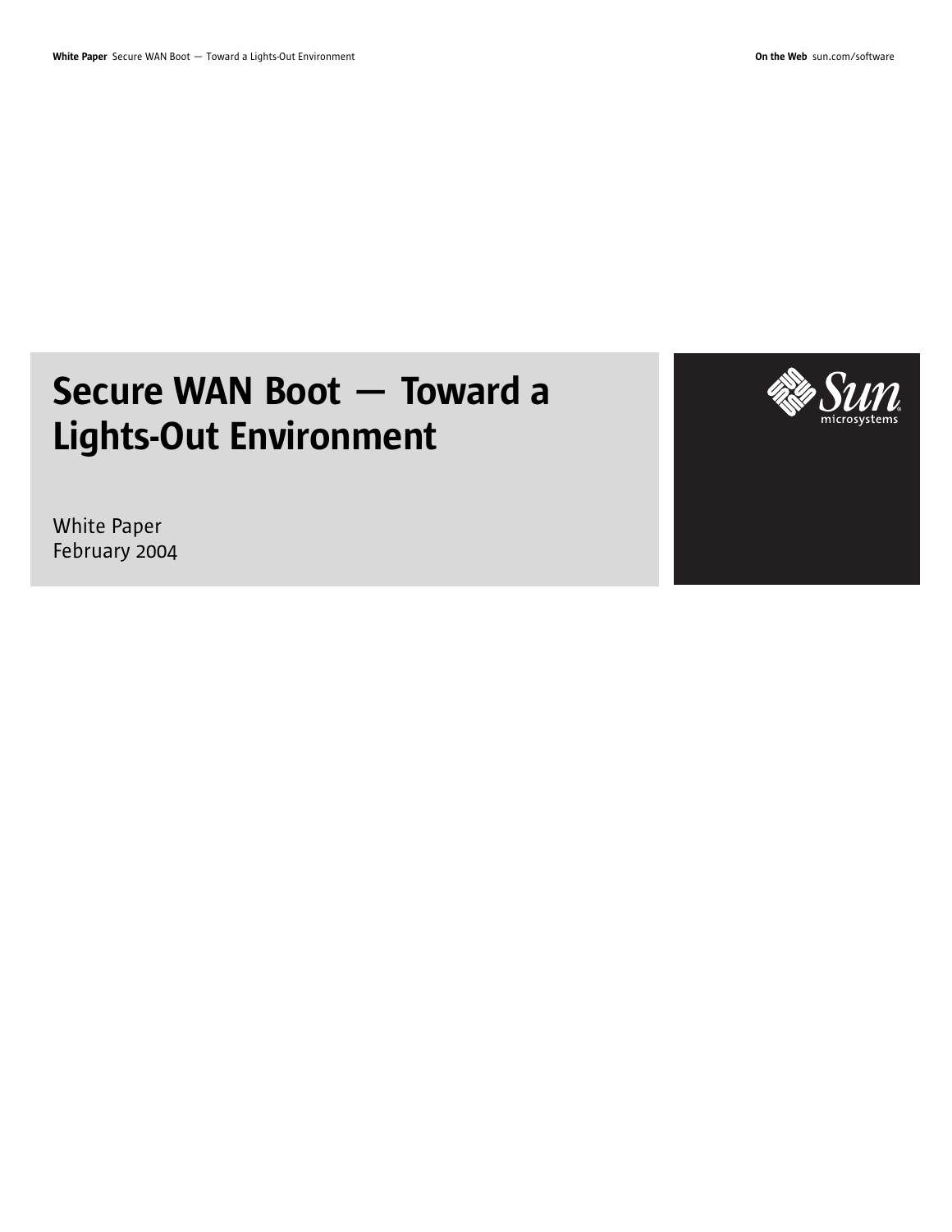# Secure WAN Boot — Toward a Lights-Out Environment

White Paper
February 2004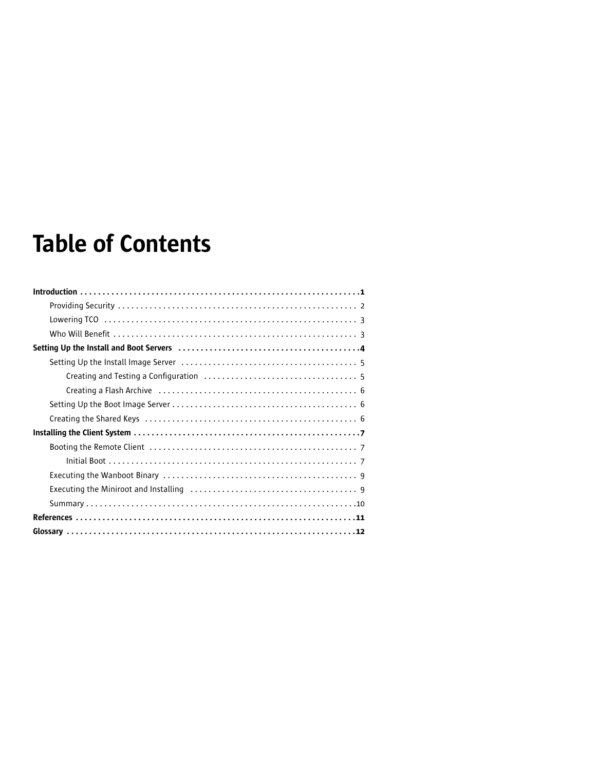# Table of Contents

**Introduction . . . . . . . . . . . . . . . . . . . . . . . . . . . . . . . . . . . . . . . . . . . . . . . . . . . . . . . . . . . . . . . 1**

Providing Security . . . . . . . . . . . . . . . . . . . . . . . . . . . . . . . . . . . . . . . . . . . . . . . . . . . . 2

Lowering TCO . . . . . . . . . . . . . . . . . . . . . . . . . . . . . . . . . . . . . . . . . . . . . . . . . . . . . . . 3

Who Will Benefit . . . . . . . . . . . . . . . . . . . . . . . . . . . . . . . . . . . . . . . . . . . . . . . . . . . . . 3

**Setting Up the Install and Boot Servers . . . . . . . . . . . . . . . . . . . . . . . . . . . . . . . . . . . . . . . . 4**

Setting Up the Install Image Server . . . . . . . . . . . . . . . . . . . . . . . . . . . . . . . . . . . . . . 5

Creating and Testing a Configuration . . . . . . . . . . . . . . . . . . . . . . . . . . . . . . . . . 5

Creating a Flash Archive . . . . . . . . . . . . . . . . . . . . . . . . . . . . . . . . . . . . . . . . . . . 6

Setting Up the Boot Image Server . . . . . . . . . . . . . . . . . . . . . . . . . . . . . . . . . . . . . . . . . 6

Creating the Shared Keys . . . . . . . . . . . . . . . . . . . . . . . . . . . . . . . . . . . . . . . . . . . . . . . 6

**Installing the Client System . . . . . . . . . . . . . . . . . . . . . . . . . . . . . . . . . . . . . . . . . . . . . . . . . . . 7**

Booting the Remote Client . . . . . . . . . . . . . . . . . . . . . . . . . . . . . . . . . . . . . . . . . . . . . 7

Initial Boot . . . . . . . . . . . . . . . . . . . . . . . . . . . . . . . . . . . . . . . . . . . . . . . . . . . . . . 7

Executing the Wanboot Binary . . . . . . . . . . . . . . . . . . . . . . . . . . . . . . . . . . . . . . . . . . 9

Executing the Miniroot and Installing . . . . . . . . . . . . . . . . . . . . . . . . . . . . . . . . . . . . 9

Summary . . . . . . . . . . . . . . . . . . . . . . . . . . . . . . . . . . . . . . . . . . . . . . . . . . . . . . . . . . . 10

**References . . . . . . . . . . . . . . . . . . . . . . . . . . . . . . . . . . . . . . . . . . . . . . . . . . . . . . . . . . . . . . . 11**

**Glossary . . . . . . . . . . . . . . . . . . . . . . . . . . . . . . . . . . . . . . . . . . . . . . . . . . . . . . . . . . . . . . . . 12**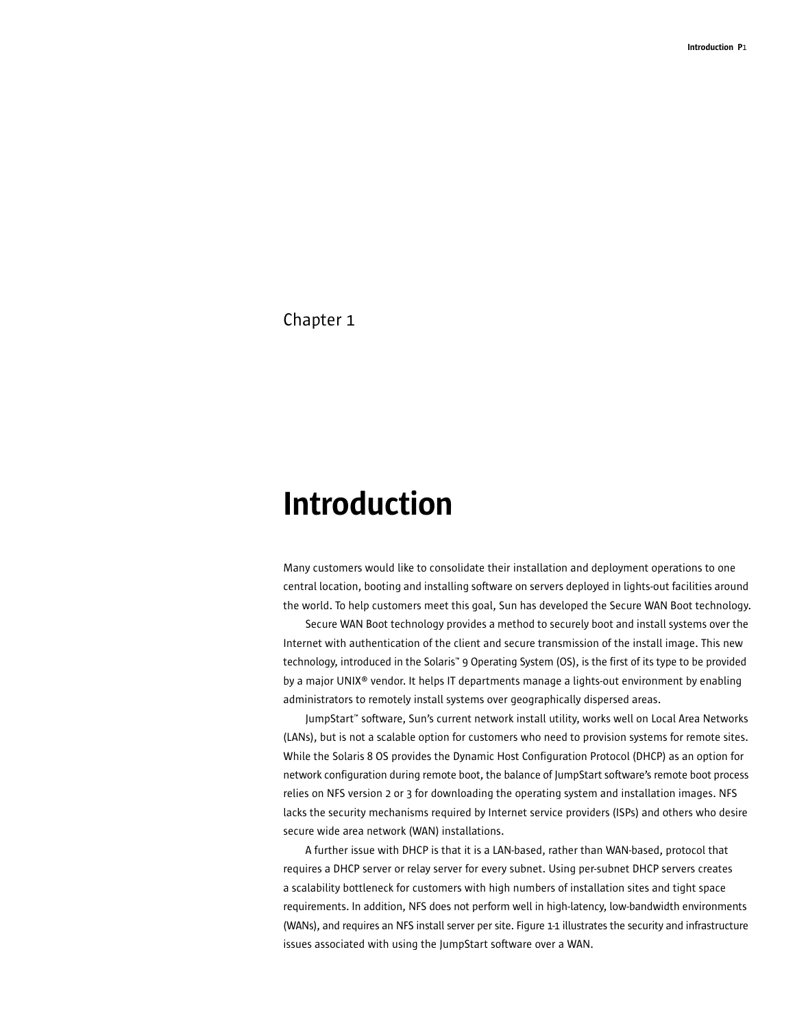Chapter 1

# Introduction

Many customers would like to consolidate their installation and deployment operations to one central location, booting and installing software on servers deployed in lights-out facilities around the world. To help customers meet this goal, Sun has developed the Secure WAN Boot technology.

Secure WAN Boot technology provides a method to securely boot and install systems over the Internet with authentication of the client and secure transmission of the install image. This new technology, introduced in the Solaris™ 9 Operating System (OS), is the first of its type to be provided by a major UNIX® vendor. It helps IT departments manage a lights-out environment by enabling administrators to remotely install systems over geographically dispersed areas.

JumpStart™ software, Sun's current network install utility, works well on Local Area Networks (LANs), but is not a scalable option for customers who need to provision systems for remote sites. While the Solaris 8 OS provides the Dynamic Host Configuration Protocol (DHCP) as an option for network configuration during remote boot, the balance of JumpStart software's remote boot process relies on NFS version 2 or 3 for downloading the operating system and installation images. NFS lacks the security mechanisms required by Internet service providers (ISPs) and others who desire secure wide area network (WAN) installations.

A further issue with DHCP is that it is a LAN-based, rather than WAN-based, protocol that requires a DHCP server or relay server for every subnet. Using per-subnet DHCP servers creates a scalability bottleneck for customers with high numbers of installation sites and tight space requirements. In addition, NFS does not perform well in high-latency, low-bandwidth environments (WANs), and requires an NFS install server per site. Figure 1-1 illustrates the security and infrastructure issues associated with using the JumpStart software over a WAN.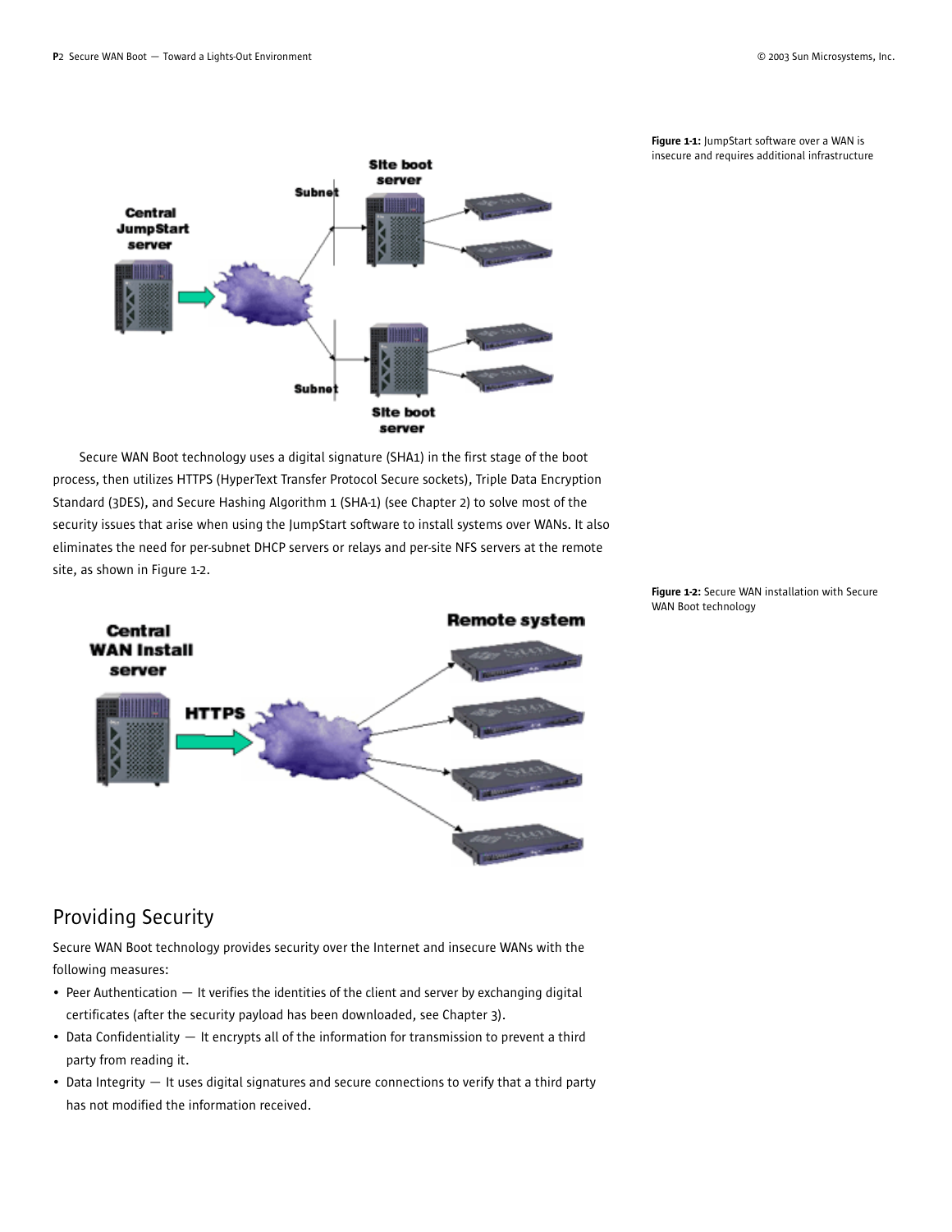Figure 1-1: JumpStart software over a WAN is insecure and requires additional infrastructure

Central JumpStart server

Subnet

Site boot server

Subnet

Site boot server

Secure WAN Boot technology uses a digital signature (SHA1) in the first stage of the boot process, then utilizes HTTPS (HyperText Transfer Protocol Secure sockets), Triple Data Encryption Standard (3DES), and Secure Hashing Algorithm 1 (SHA-1) (see Chapter 2) to solve most of the security issues that arise when using the JumpStart software to install systems over WANs. It also eliminates the need for per-subnet DHCP servers or relays and per-site NFS servers at the remote site, as shown in Figure 1-2.

Figure 1-2: Secure WAN installation with Secure WAN Boot technology

Central WAN Install server

HTTPS

Remote system

## Providing Security

Secure WAN Boot technology provides security over the Internet and insecure WANs with the following measures:

- Peer Authentication — It verifies the identities of the client and server by exchanging digital certificates (after the security payload has been downloaded, see Chapter 3).
- Data Confidentiality — It encrypts all of the information for transmission to prevent a third party from reading it.
- Data Integrity — It uses digital signatures and secure connections to verify that a third party has not modified the information received.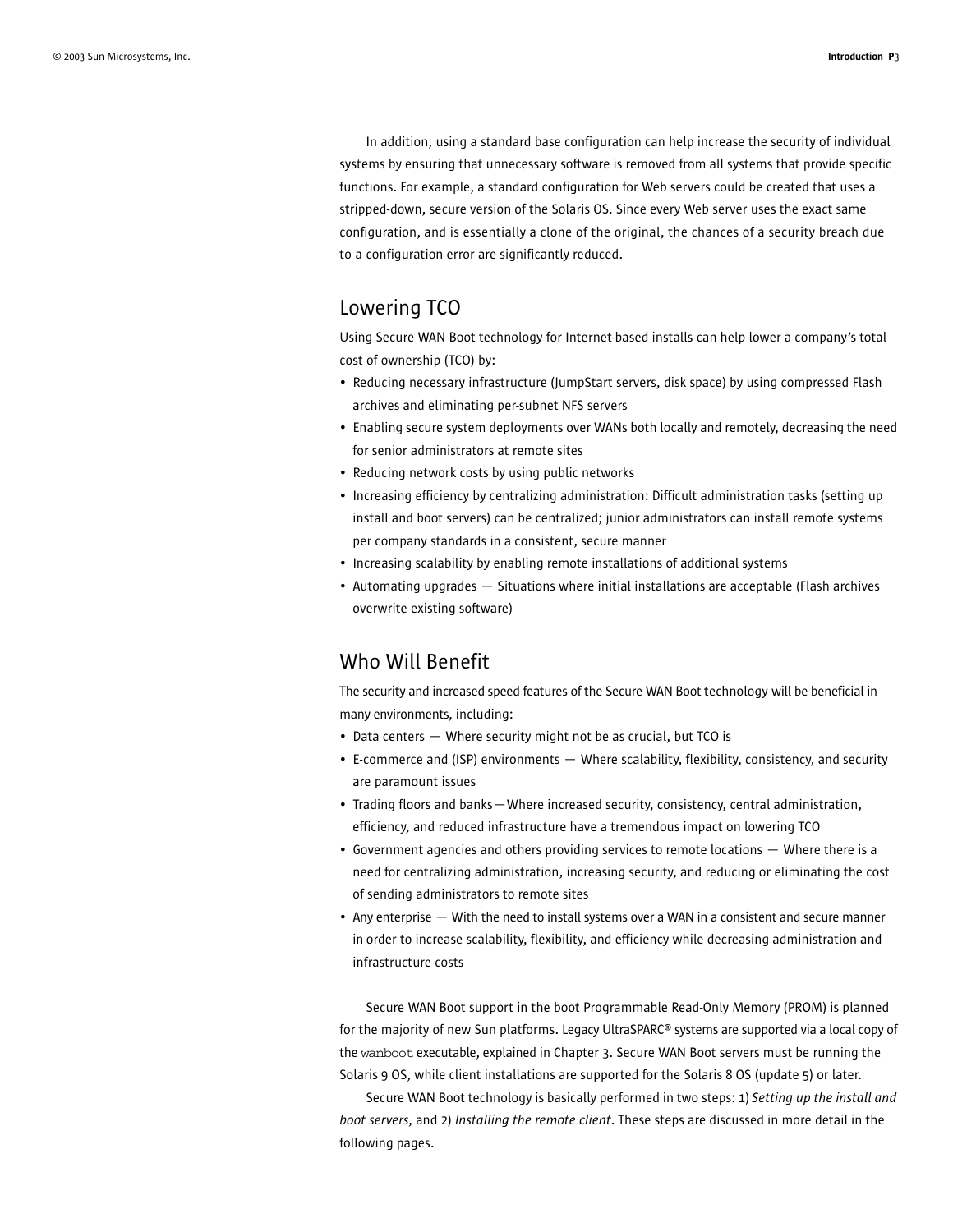In addition, using a standard base configuration can help increase the security of individual systems by ensuring that unnecessary software is removed from all systems that provide specific functions. For example, a standard configuration for Web servers could be created that uses a stripped-down, secure version of the Solaris OS. Since every Web server uses the exact same configuration, and is essentially a clone of the original, the chances of a security breach due to a configuration error are significantly reduced.

## Lowering TCO

Using Secure WAN Boot technology for Internet-based installs can help lower a company's total cost of ownership (TCO) by:

- Reducing necessary infrastructure (JumpStart servers, disk space) by using compressed Flash archives and eliminating per-subnet NFS servers
- Enabling secure system deployments over WANs both locally and remotely, decreasing the need for senior administrators at remote sites
- Reducing network costs by using public networks
- Increasing efficiency by centralizing administration: Difficult administration tasks (setting up install and boot servers) can be centralized; junior administrators can install remote systems per company standards in a consistent, secure manner
- Increasing scalability by enabling remote installations of additional systems
- Automating upgrades — Situations where initial installations are acceptable (Flash archives overwrite existing software)

## Who Will Benefit

The security and increased speed features of the Secure WAN Boot technology will be beneficial in many environments, including:

- Data centers — Where security might not be as crucial, but TCO is
- E-commerce and (ISP) environments — Where scalability, flexibility, consistency, and security are paramount issues
- Trading floors and banks—Where increased security, consistency, central administration, efficiency, and reduced infrastructure have a tremendous impact on lowering TCO
- Government agencies and others providing services to remote locations — Where there is a need for centralizing administration, increasing security, and reducing or eliminating the cost of sending administrators to remote sites
- Any enterprise — With the need to install systems over a WAN in a consistent and secure manner in order to increase scalability, flexibility, and efficiency while decreasing administration and infrastructure costs

Secure WAN Boot support in the boot Programmable Read-Only Memory (PROM) is planned for the majority of new Sun platforms. Legacy UltraSPARC® systems are supported via a local copy of the `wanboot` executable, explained in Chapter 3. Secure WAN Boot servers must be running the Solaris 9 OS, while client installations are supported for the Solaris 8 OS (update 5) or later.

Secure WAN Boot technology is basically performed in two steps: 1) *Setting up the install and boot servers*, and 2) *Installing the remote client*. These steps are discussed in more detail in the following pages.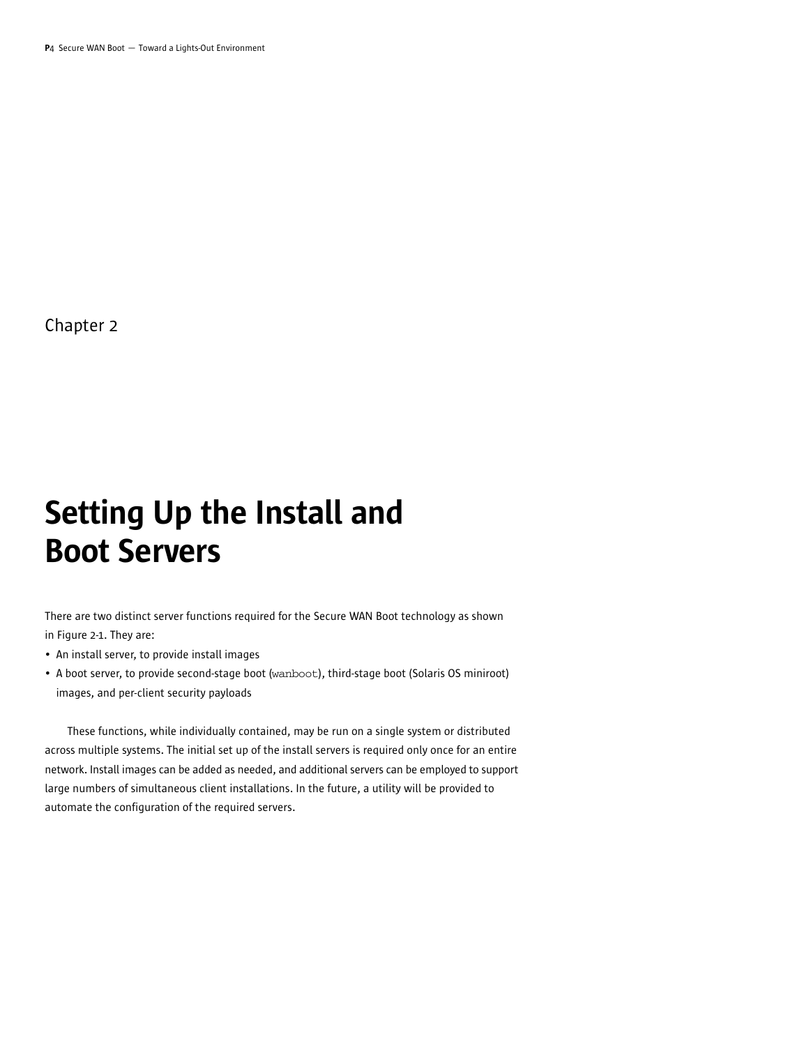Chapter 2

# Setting Up the Install and Boot Servers

There are two distinct server functions required for the Secure WAN Boot technology as shown in Figure 2-1. They are:

- An install server, to provide install images
- A boot server, to provide second-stage boot (`wanboot`), third-stage boot (Solaris OS miniroot) images, and per-client security payloads

These functions, while individually contained, may be run on a single system or distributed across multiple systems. The initial set up of the install servers is required only once for an entire network. Install images can be added as needed, and additional servers can be employed to support large numbers of simultaneous client installations. In the future, a utility will be provided to automate the configuration of the required servers.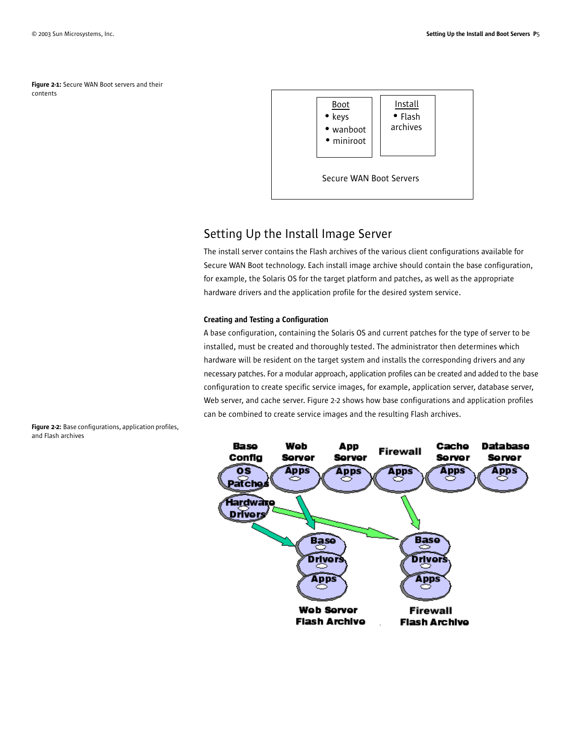**Figure 2-1:** Secure WAN Boot servers and their contents

Boot
- keys
- wanboot
- miniroot

Install
- Flash archives

Secure WAN Boot Servers

## Setting Up the Install Image Server

The install server contains the Flash archives of the various client configurations available for Secure WAN Boot technology. Each install image archive should contain the base configuration, for example, the Solaris OS for the target platform and patches, as well as the appropriate hardware drivers and the application profile for the desired system service.

### Creating and Testing a Configuration

A base configuration, containing the Solaris OS and current patches for the type of server to be installed, must be created and thoroughly tested. The administrator then determines which hardware will be resident on the target system and installs the corresponding drivers and any necessary patches. For a modular approach, application profiles can be created and added to the base configuration to create specific service images, for example, application server, database server, Web server, and cache server. Figure 2-2 shows how base configurations and application profiles can be combined to create service images and the resulting Flash archives.

**Figure 2-2:** Base configurations, application profiles, and Flash archives

Base Config
OS Patches
Hardware Drivers

Web Server
Apps

App Server
Apps

Firewall
Apps

Cache Server
Apps

Database Server
Apps

Base
Drivers
Apps
Web Server Flash Archive

Base
Drivers
Apps
Firewall Flash Archive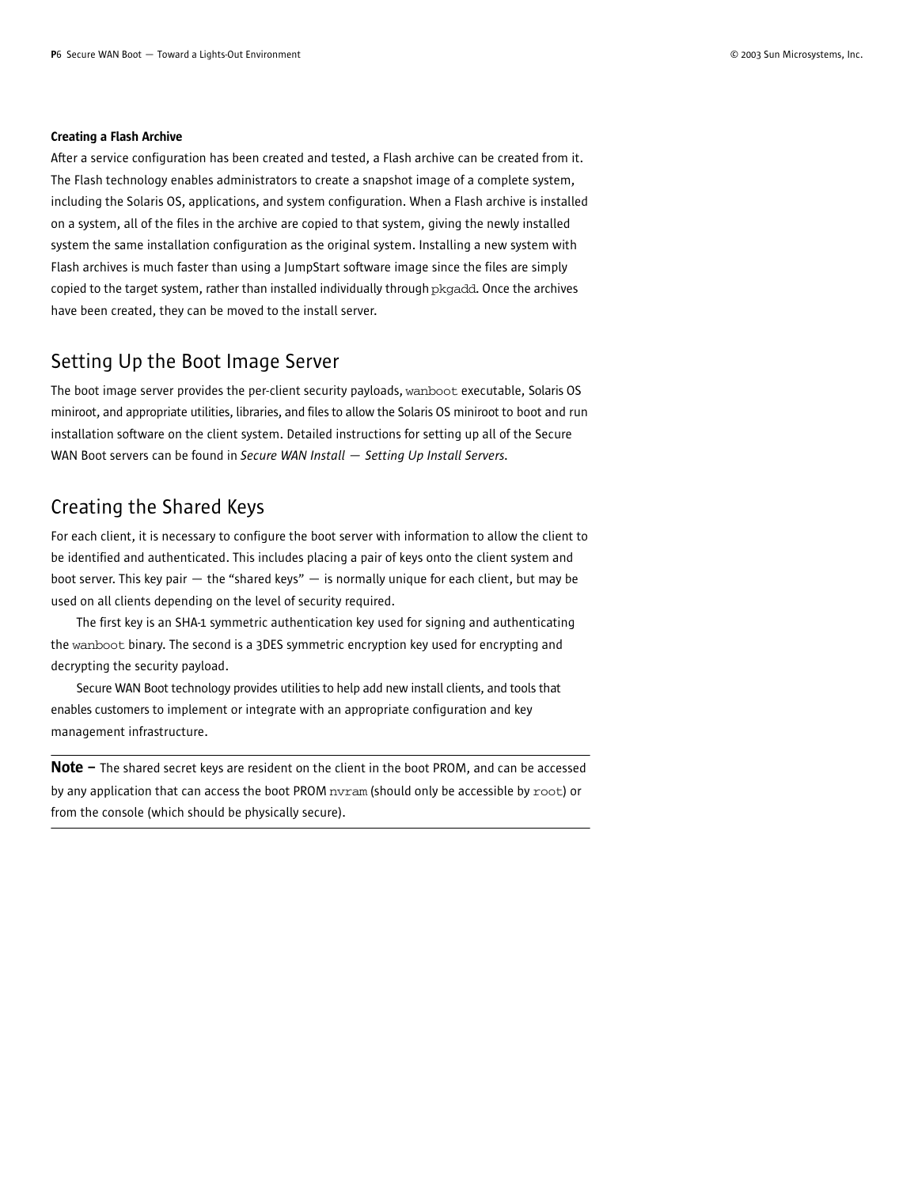**Creating a Flash Archive**

After a service configuration has been created and tested, a Flash archive can be created from it. The Flash technology enables administrators to create a snapshot image of a complete system, including the Solaris OS, applications, and system configuration. When a Flash archive is installed on a system, all of the files in the archive are copied to that system, giving the newly installed system the same installation configuration as the original system. Installing a new system with Flash archives is much faster than using a JumpStart software image since the files are simply copied to the target system, rather than installed individually through `pkgadd`. Once the archives have been created, they can be moved to the install server.

## Setting Up the Boot Image Server

The boot image server provides the per-client security payloads, `wanboot` executable, Solaris OS miniroot, and appropriate utilities, libraries, and files to allow the Solaris OS miniroot to boot and run installation software on the client system. Detailed instructions for setting up all of the Secure WAN Boot servers can be found in *Secure WAN Install — Setting Up Install Servers*.

## Creating the Shared Keys

For each client, it is necessary to configure the boot server with information to allow the client to be identified and authenticated. This includes placing a pair of keys onto the client system and boot server. This key pair — the "shared keys" — is normally unique for each client, but may be used on all clients depending on the level of security required.

The first key is an SHA-1 symmetric authentication key used for signing and authenticating the `wanboot` binary. The second is a 3DES symmetric encryption key used for encrypting and decrypting the security payload.

Secure WAN Boot technology provides utilities to help add new install clients, and tools that enables customers to implement or integrate with an appropriate configuration and key management infrastructure.

---

**Note –** The shared secret keys are resident on the client in the boot PROM, and can be accessed by any application that can access the boot PROM `nvram` (should only be accessible by `root`) or from the console (which should be physically secure).

---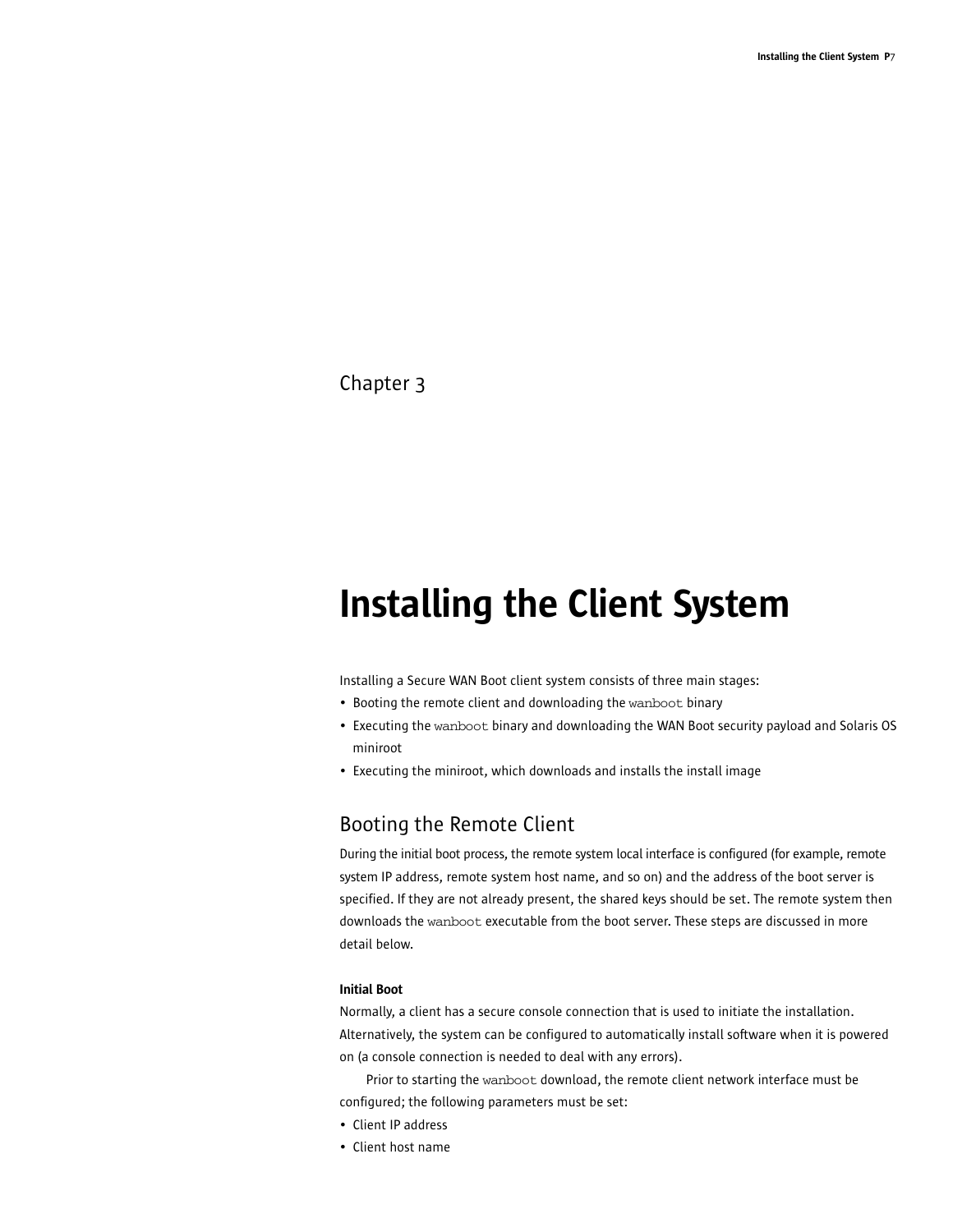Chapter 3

# Installing the Client System

Installing a Secure WAN Boot client system consists of three main stages:

- Booting the remote client and downloading the `wanboot` binary
- Executing the `wanboot` binary and downloading the WAN Boot security payload and Solaris OS miniroot
- Executing the miniroot, which downloads and installs the install image

## Booting the Remote Client

During the initial boot process, the remote system local interface is configured (for example, remote system IP address, remote system host name, and so on) and the address of the boot server is specified. If they are not already present, the shared keys should be set. The remote system then downloads the `wanboot` executable from the boot server. These steps are discussed in more detail below.

**Initial Boot**

Normally, a client has a secure console connection that is used to initiate the installation. Alternatively, the system can be configured to automatically install software when it is powered on (a console connection is needed to deal with any errors).

Prior to starting the `wanboot` download, the remote client network interface must be configured; the following parameters must be set:

- Client IP address
- Client host name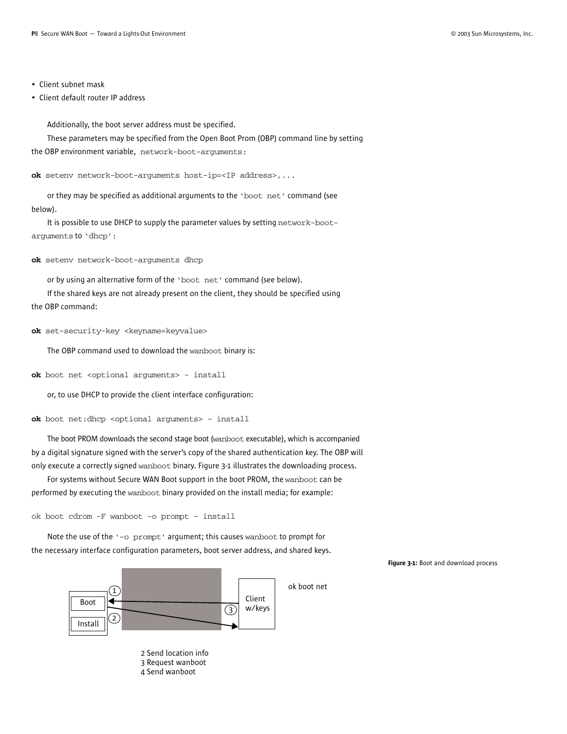- Client subnet mask
- Client default router IP address

Additionally, the boot server address must be specified.

These parameters may be specified from the Open Boot Prom (OBP) command line by setting the OBP environment variable, `network-boot-arguments`:

```
ok setenv network-boot-arguments host-ip=<IP address>,...
```

or they may be specified as additional arguments to the `'boot net'` command (see below).

It is possible to use DHCP to supply the parameter values by setting `network-boot-arguments` to `'dhcp'`:

```
ok setenv network-boot-arguments dhcp
```

or by using an alternative form of the `'boot net'` command (see below).

If the shared keys are not already present on the client, they should be specified using the OBP command:

```
ok set-security-key <keyname=keyvalue>
```

The OBP command used to download the `wanboot` binary is:

```
ok boot net <optional arguments> - install
```

or, to use DHCP to provide the client interface configuration:

```
ok boot net:dhcp <optional arguments> - install
```

The boot PROM downloads the second stage boot (`wanboot` executable), which is accompanied by a digital signature signed with the server's copy of the shared authentication key. The OBP will only execute a correctly signed `wanboot` binary. Figure 3-1 illustrates the downloading process.

For systems without Secure WAN Boot support in the boot PROM, the `wanboot` can be performed by executing the `wanboot` binary provided on the install media; for example:

```
ok boot cdrom -F wanboot -o prompt - install
```

Note the use of the `'-o prompt'` argument; this causes `wanboot` to prompt for the necessary interface configuration parameters, boot server address, and shared keys.

**Figure 3-1:** Boot and download process

Boot
Install
1
2
3
Client w/keys
ok boot net

2 Send location info
3 Request wanboot
4 Send wanboot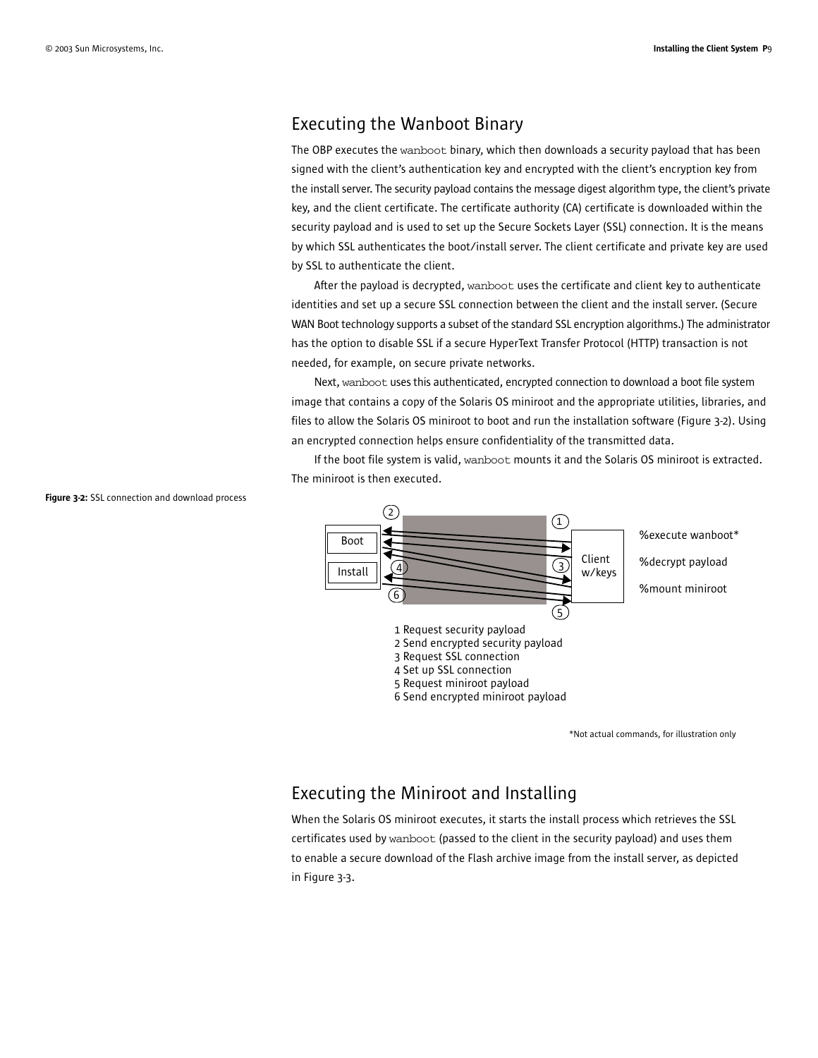## Executing the Wanboot Binary

The OBP executes the `wanboot` binary, which then downloads a security payload that has been signed with the client's authentication key and encrypted with the client's encryption key from the install server. The security payload contains the message digest algorithm type, the client's private key, and the client certificate. The certificate authority (CA) certificate is downloaded within the security payload and is used to set up the Secure Sockets Layer (SSL) connection. It is the means by which SSL authenticates the boot/install server. The client certificate and private key are used by SSL to authenticate the client.

After the payload is decrypted, `wanboot` uses the certificate and client key to authenticate identities and set up a secure SSL connection between the client and the install server. (Secure WAN Boot technology supports a subset of the standard SSL encryption algorithms.) The administrator has the option to disable SSL if a secure HyperText Transfer Protocol (HTTP) transaction is not needed, for example, on secure private networks.

Next, `wanboot` uses this authenticated, encrypted connection to download a boot file system image that contains a copy of the Solaris OS miniroot and the appropriate utilities, libraries, and files to allow the Solaris OS miniroot to boot and run the installation software (Figure 3-2). Using an encrypted connection helps ensure confidentiality of the transmitted data.

If the boot file system is valid, `wanboot` mounts it and the Solaris OS miniroot is extracted. The miniroot is then executed.

**Figure 3-2:** SSL connection and download process

Boot
Install
Client w/keys
1 2 3 4 5 6

%execute wanboot*
%decrypt payload
%mount miniroot

1 Request security payload
2 Send encrypted security payload
3 Request SSL connection
4 Set up SSL connection
5 Request miniroot payload
6 Send encrypted miniroot payload

*Not actual commands, for illustration only

## Executing the Miniroot and Installing

When the Solaris OS miniroot executes, it starts the install process which retrieves the SSL certificates used by `wanboot` (passed to the client in the security payload) and uses them to enable a secure download of the Flash archive image from the install server, as depicted in Figure 3-3.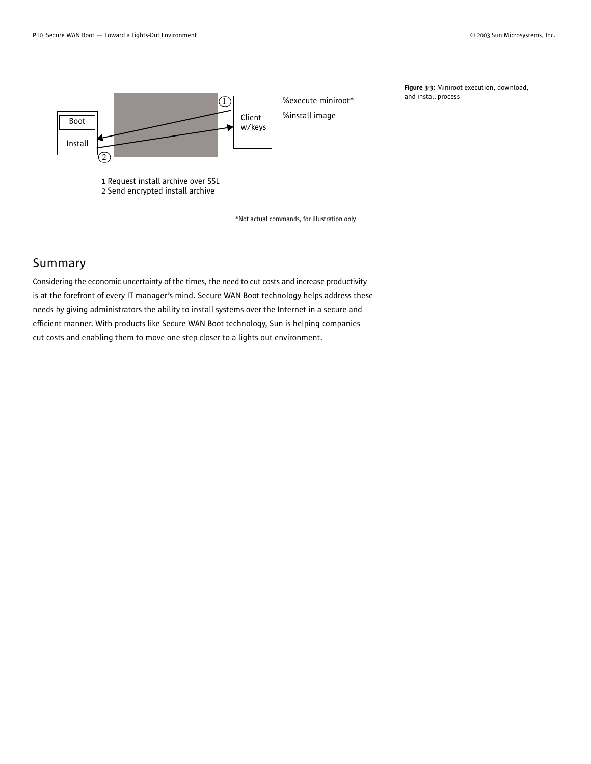Boot

Install

Client w/keys

%execute miniroot*

%install image

1 Request install archive over SSL
2 Send encrypted install archive

*Not actual commands, for illustration only

**Figure 3-3:** Miniroot execution, download, and install process

## Summary

Considering the economic uncertainty of the times, the need to cut costs and increase productivity is at the forefront of every IT manager's mind. Secure WAN Boot technology helps address these needs by giving administrators the ability to install systems over the Internet in a secure and efficient manner. With products like Secure WAN Boot technology, Sun is helping companies cut costs and enabling them to move one step closer to a lights-out environment.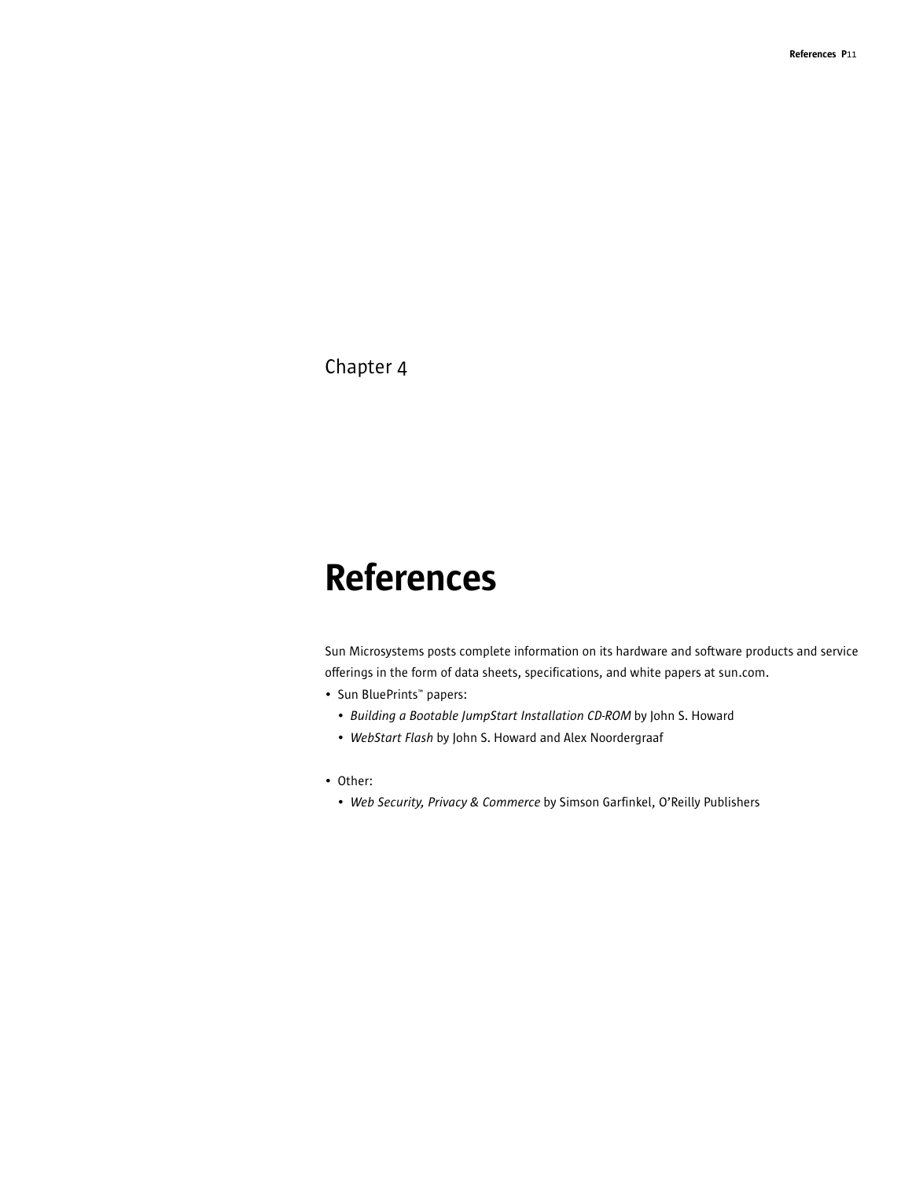Chapter 4

# References

Sun Microsystems posts complete information on its hardware and software products and service offerings in the form of data sheets, specifications, and white papers at sun.com.

- Sun BluePrints™ papers:
  - *Building a Bootable JumpStart Installation CD-ROM* by John S. Howard
  - *WebStart Flash* by John S. Howard and Alex Noordergraaf

- Other:
  - *Web Security, Privacy & Commerce* by Simson Garfinkel, O'Reilly Publishers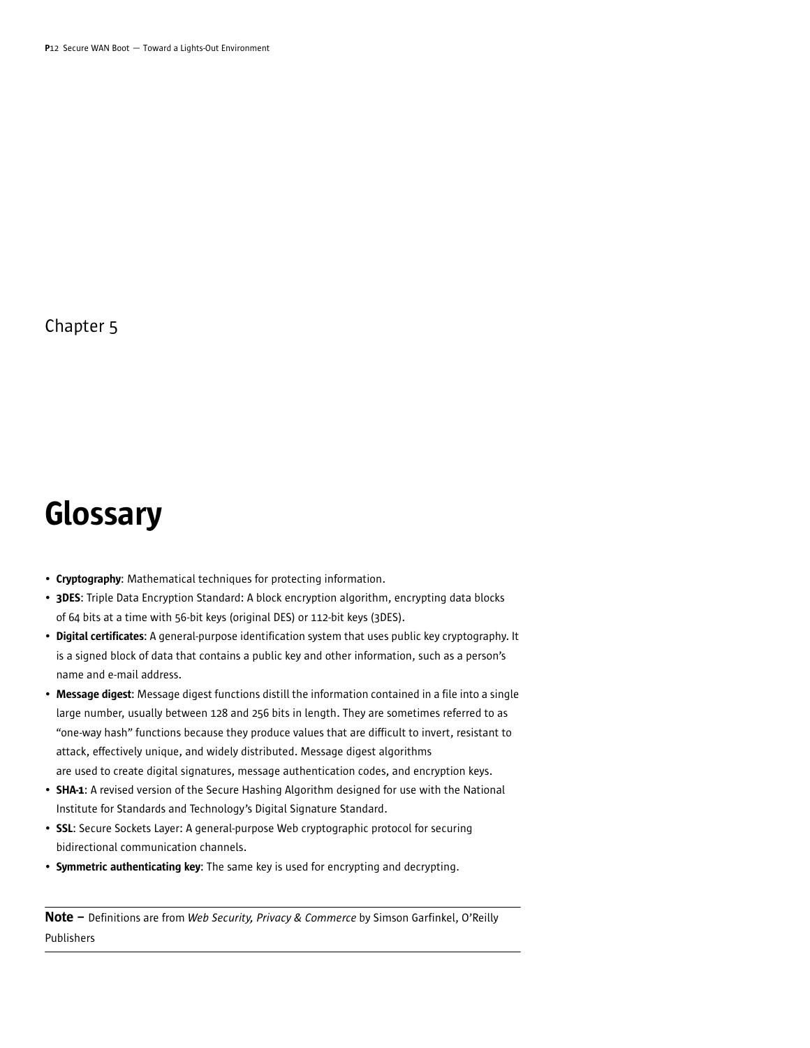Chapter 5

# Glossary

- **Cryptography**: Mathematical techniques for protecting information.
- **3DES**: Triple Data Encryption Standard: A block encryption algorithm, encrypting data blocks of 64 bits at a time with 56-bit keys (original DES) or 112-bit keys (3DES).
- **Digital certificates**: A general-purpose identification system that uses public key cryptography. It is a signed block of data that contains a public key and other information, such as a person's name and e-mail address.
- **Message digest**: Message digest functions distill the information contained in a file into a single large number, usually between 128 and 256 bits in length. They are sometimes referred to as "one-way hash" functions because they produce values that are difficult to invert, resistant to attack, effectively unique, and widely distributed. Message digest algorithms are used to create digital signatures, message authentication codes, and encryption keys.
- **SHA-1**: A revised version of the Secure Hashing Algorithm designed for use with the National Institute for Standards and Technology's Digital Signature Standard.
- **SSL**: Secure Sockets Layer: A general-purpose Web cryptographic protocol for securing bidirectional communication channels.
- **Symmetric authenticating key**: The same key is used for encrypting and decrypting.

---

**Note –** Definitions are from *Web Security, Privacy & Commerce* by Simson Garfinkel, O'Reilly Publishers

---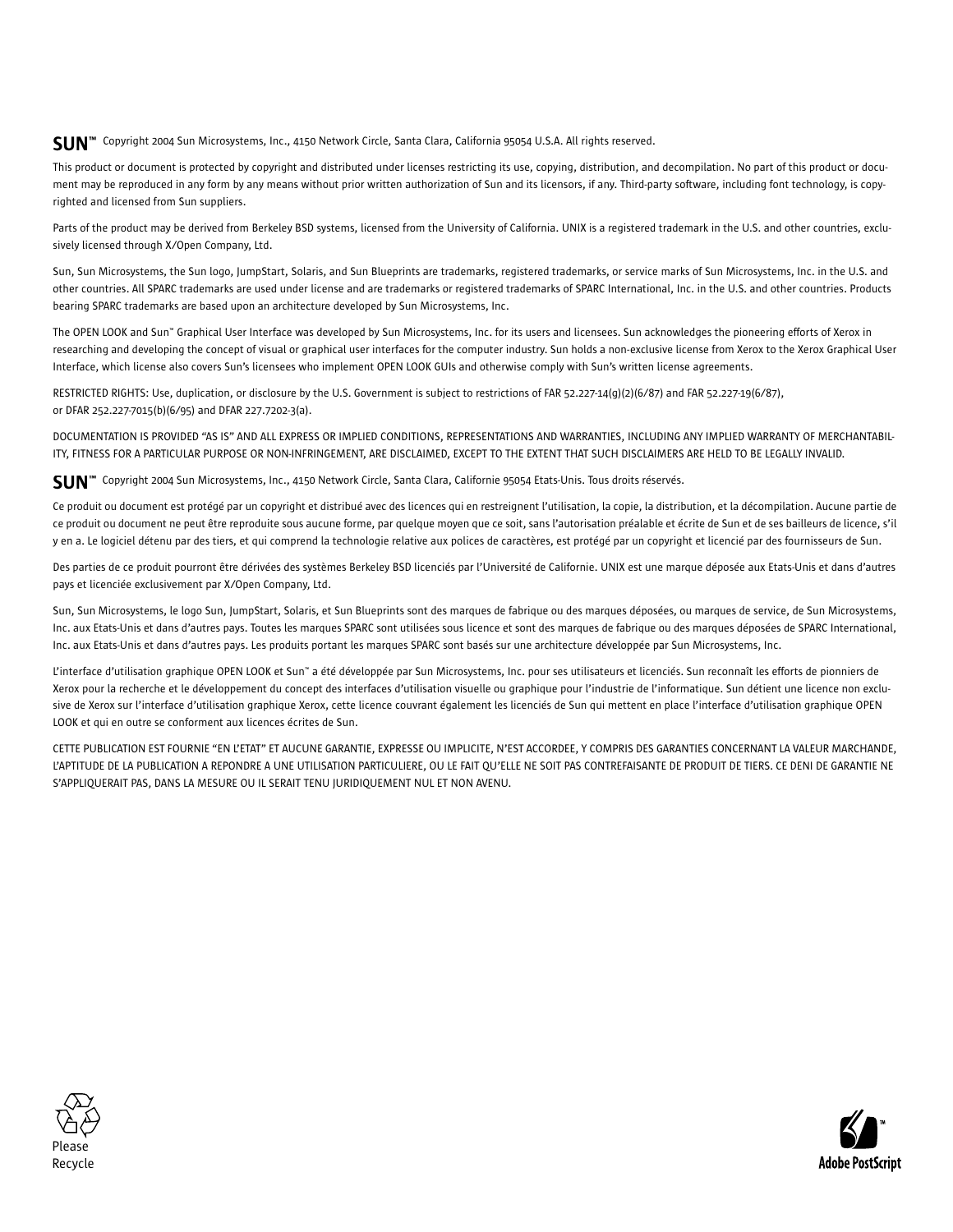**SUN™** Copyright 2004 Sun Microsystems, Inc., 4150 Network Circle, Santa Clara, California 95054 U.S.A. All rights reserved.

This product or document is protected by copyright and distributed under licenses restricting its use, copying, distribution, and decompilation. No part of this product or document may be reproduced in any form by any means without prior written authorization of Sun and its licensors, if any. Third-party software, including font technology, is copyrighted and licensed from Sun suppliers.

Parts of the product may be derived from Berkeley BSD systems, licensed from the University of California. UNIX is a registered trademark in the U.S. and other countries, exclusively licensed through X/Open Company, Ltd.

Sun, Sun Microsystems, the Sun logo, JumpStart, Solaris, and Sun Blueprints are trademarks, registered trademarks, or service marks of Sun Microsystems, Inc. in the U.S. and other countries. All SPARC trademarks are used under license and are trademarks or registered trademarks of SPARC International, Inc. in the U.S. and other countries. Products bearing SPARC trademarks are based upon an architecture developed by Sun Microsystems, Inc.

The OPEN LOOK and Sun™ Graphical User Interface was developed by Sun Microsystems, Inc. for its users and licensees. Sun acknowledges the pioneering efforts of Xerox in researching and developing the concept of visual or graphical user interfaces for the computer industry. Sun holds a non-exclusive license from Xerox to the Xerox Graphical User Interface, which license also covers Sun's licensees who implement OPEN LOOK GUIs and otherwise comply with Sun's written license agreements.

RESTRICTED RIGHTS: Use, duplication, or disclosure by the U.S. Government is subject to restrictions of FAR 52.227-14(g)(2)(6/87) and FAR 52.227-19(6/87), or DFAR 252.227-7015(b)(6/95) and DFAR 227.7202-3(a).

DOCUMENTATION IS PROVIDED "AS IS" AND ALL EXPRESS OR IMPLIED CONDITIONS, REPRESENTATIONS AND WARRANTIES, INCLUDING ANY IMPLIED WARRANTY OF MERCHANTABILITY, FITNESS FOR A PARTICULAR PURPOSE OR NON-INFRINGEMENT, ARE DISCLAIMED, EXCEPT TO THE EXTENT THAT SUCH DISCLAIMERS ARE HELD TO BE LEGALLY INVALID.

**SUN™** Copyright 2004 Sun Microsystems, Inc., 4150 Network Circle, Santa Clara, Californie 95054 Etats-Unis. Tous droits réservés.

Ce produit ou document est protégé par un copyright et distribué avec des licences qui en restreignent l'utilisation, la copie, la distribution, et la décompilation. Aucune partie de ce produit ou document ne peut être reproduite sous aucune forme, par quelque moyen que ce soit, sans l'autorisation préalable et écrite de Sun et de ses bailleurs de licence, s'il y en a. Le logiciel détenu par des tiers, et qui comprend la technologie relative aux polices de caractères, est protégé par un copyright et licencié par des fournisseurs de Sun.

Des parties de ce produit pourront être dérivées des systèmes Berkeley BSD licenciés par l'Université de Californie. UNIX est une marque déposée aux Etats-Unis et dans d'autres pays et licenciée exclusivement par X/Open Company, Ltd.

Sun, Sun Microsystems, le logo Sun, JumpStart, Solaris, et Sun Blueprints sont des marques de fabrique ou des marques déposées, ou marques de service, de Sun Microsystems, Inc. aux Etats-Unis et dans d'autres pays. Toutes les marques SPARC sont utilisées sous licence et sont des marques de fabrique ou des marques déposées de SPARC International, Inc. aux Etats-Unis et dans d'autres pays. Les produits portant les marques SPARC sont basés sur une architecture développée par Sun Microsystems, Inc.

L'interface d'utilisation graphique OPEN LOOK et Sun™ a été développée par Sun Microsystems, Inc. pour ses utilisateurs et licenciés. Sun reconnaît les efforts de pionniers de Xerox pour la recherche et le développement du concept des interfaces d'utilisation visuelle ou graphique pour l'industrie de l'informatique. Sun détient une licence non exclusive de Xerox sur l'interface d'utilisation graphique Xerox, cette licence couvrant également les licenciés de Sun qui mettent en place l'interface d'utilisation graphique OPEN LOOK et qui en outre se conforment aux licences écrites de Sun.

CETTE PUBLICATION EST FOURNIE "EN L'ETAT" ET AUCUNE GARANTIE, EXPRESSE OU IMPLICITE, N'EST ACCORDEE, Y COMPRIS DES GARANTIES CONCERNANT LA VALEUR MARCHANDE, L'APTITUDE DE LA PUBLICATION A REPONDRE A UNE UTILISATION PARTICULIERE, OU LE FAIT QU'ELLE NE SOIT PAS CONTREFAISANTE DE PRODUIT DE TIERS. CE DENI DE GARANTIE NE S'APPLIQUERAIT PAS, DANS LA MESURE OU IL SERAIT TENU JURIDIQUEMENT NUL ET NON AVENU.

Please Recycle

Adobe PostScript™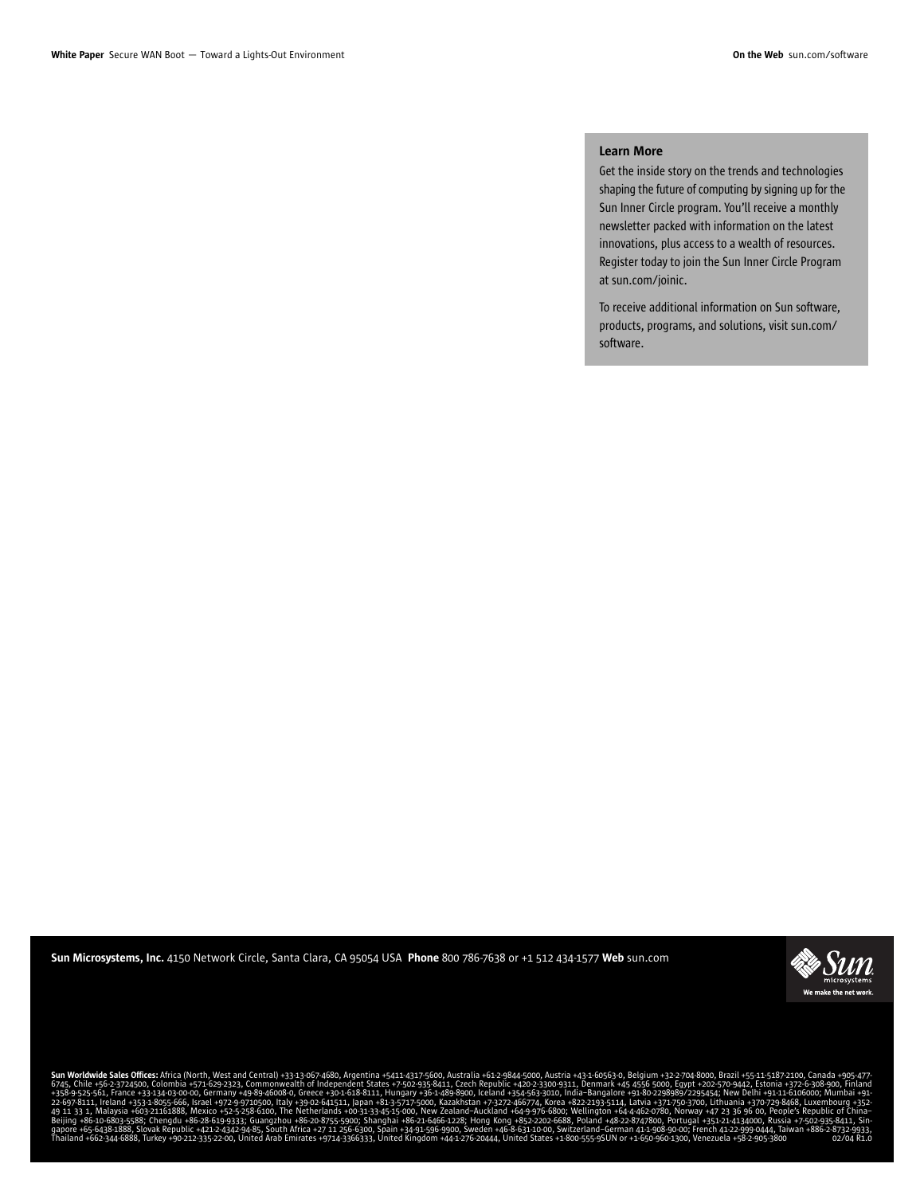## Learn More

Get the inside story on the trends and technologies shaping the future of computing by signing up for the Sun Inner Circle program. You'll receive a monthly newsletter packed with information on the latest innovations, plus access to a wealth of resources. Register today to join the Sun Inner Circle Program at sun.com/joinic.

To receive additional information on Sun software, products, programs, and solutions, visit sun.com/software.

**Sun Microsystems, Inc.** 4150 Network Circle, Santa Clara, CA 95054 USA **Phone** 800 786-7638 or +1 512 434-1577 **Web** sun.com

**Sun Worldwide Sales Offices:** Africa (North, West and Central) +33-13-067-4680, Argentina +5411-4317-5600, Australia +61-2-9844-5000, Austria +43-1-60563-0, Belgium +32-2-704-8000, Brazil +55-11-5187-2100, Canada +905-477-6745, Chile +56-2-3724500, Colombia +571-629-2323, Commonwealth of Independent States +7-502-935-8411, Czech Republic +420-2-3300-9311, Denmark +45 4556 5000, Egypt +202-570-9442, Estonia +372-6-308-900, Finland +358-9-525-561, France +33-134-03-00-00, Germany +49-89-46008-0, Greece +30-1-618-8111, Hungary +36-1-489-8900, Iceland +354-563-3010, India–Bangalore +91-80-2298989/2295454; New Delhi +91-11-6106000; Mumbai +91-22-697-8111, Ireland +353-1-8055-666, Israel +972-9-9710500, Italy +39-02-641511, Japan +81-3-5717-5000, Kazakhstan +7-3272-466774, Korea +822-2193-5114, Latvia +371-750-3700, Lithuania +370-729-8468, Luxembourg +352-49 11 33 1, Malaysia +603-21161888, Mexico +52-5-258-6100, The Netherlands +00-31-33-45-15-000, New Zealand–Auckland +64-9-976-6800; Wellington +64-4-462-0780, Norway +47 23 36 96 00, People's Republic of China–Beijing +86-10-6803-5588; Chengdu +86-28-619-9333; Guangzhou +86-20-8755-5900; Shanghai +86-21-6466-1228; Hong Kong +852-2202-6688, Poland +48-22-8747800, Portugal +351-21-4134000, Russia +7-502-935-8411, Singapore +65-6438-1888, Slovak Republic +421-2-4342-94-85, South Africa +27 11 256-6300, Spain +34-91-596-9900, Sweden +46-8-631-10-00, Switzerland–German 41-1-908-90-00; French 41-22-999-0444, Taiwan +886-2-8732-9933, Thailand +662-344-6888, Turkey +90-212-335-22-00, United Arab Emirates +9714-3366333, United Kingdom +44-1-276-20444, United States +1-800-555-9SUN or +1-650-960-1300, Venezuela +58-2-905-3800 02/04 R1.0